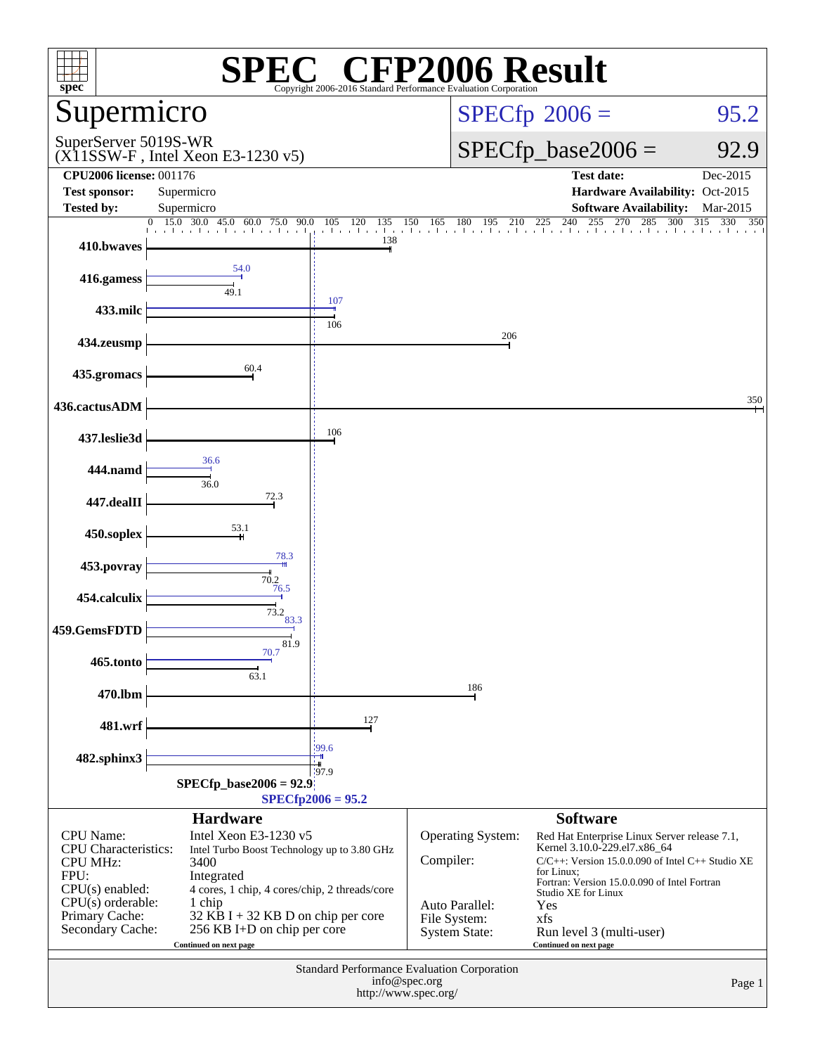# SPEC CFP2006 Result

Copyright 2006-2016 Standard Performance Evaluation Corporation

## Supermicro

SuperServer 5019S-WR
(X11SSW-F , Intel Xeon E3-1230 v5)

**SPECfp 2006 = 95.2**

**SPECfp_base2006 = 92.9**

| | | | |
|---|---|---|---|
| **CPU2006 license:** 001176 | | **Test date:** | Dec-2015 |
| **Test sponsor:** | Supermicro | **Hardware Availability:** | Oct-2015 |
| **Tested by:** | Supermicro | **Software Availability:** | Mar-2015 |

| Benchmark | Peak | Base |
|---|---|---|
| 410.bwaves | | 138 |
| 416.gamess | 54.0 | 49.1 |
| 433.milc | 107 | 106 |
| 434.zeusmp | | 206 |
| 435.gromacs | | 60.4 |
| 436.cactusADM | | 350 |
| 437.leslie3d | | 106 |
| 444.namd | 36.6 | 36.0 |
| 447.dealII | | 72.3 |
| 450.soplex | | 53.1 |
| 453.povray | 78.3 | 70.2 |
| 454.calculix | 76.5 | 73.2 |
| 459.GemsFDTD | 83.3 | 81.9 |
| 465.tonto | 70.7 | 63.1 |
| 470.lbm | | 186 |
| 481.wrf | | 127 |
| 482.sphinx3 | 99.6 | 97.9 |

SPECfp_base2006 = 92.9

SPECfp2006 = 95.2

### Hardware

| | |
|---|---|
| CPU Name: | Intel Xeon E3-1230 v5 |
| CPU Characteristics: | Intel Turbo Boost Technology up to 3.80 GHz |
| CPU MHz: | 3400 |
| FPU: | Integrated |
| CPU(s) enabled: | 4 cores, 1 chip, 4 cores/chip, 2 threads/core |
| CPU(s) orderable: | 1 chip |
| Primary Cache: | 32 KB I + 32 KB D on chip per core |
| Secondary Cache: | 256 KB I+D on chip per core |

Continued on next page

### Software

| | |
|---|---|
| Operating System: | Red Hat Enterprise Linux Server release 7.1, Kernel 3.10.0-229.el7.x86_64 |
| Compiler: | C/C++: Version 15.0.0.090 of Intel C++ Studio XE for Linux; Fortran: Version 15.0.0.090 of Intel Fortran Studio XE for Linux |
| Auto Parallel: | Yes |
| File System: | xfs |
| System State: | Run level 3 (multi-user) |

Continued on next page

Standard Performance Evaluation Corporation
info@spec.org
http://www.spec.org/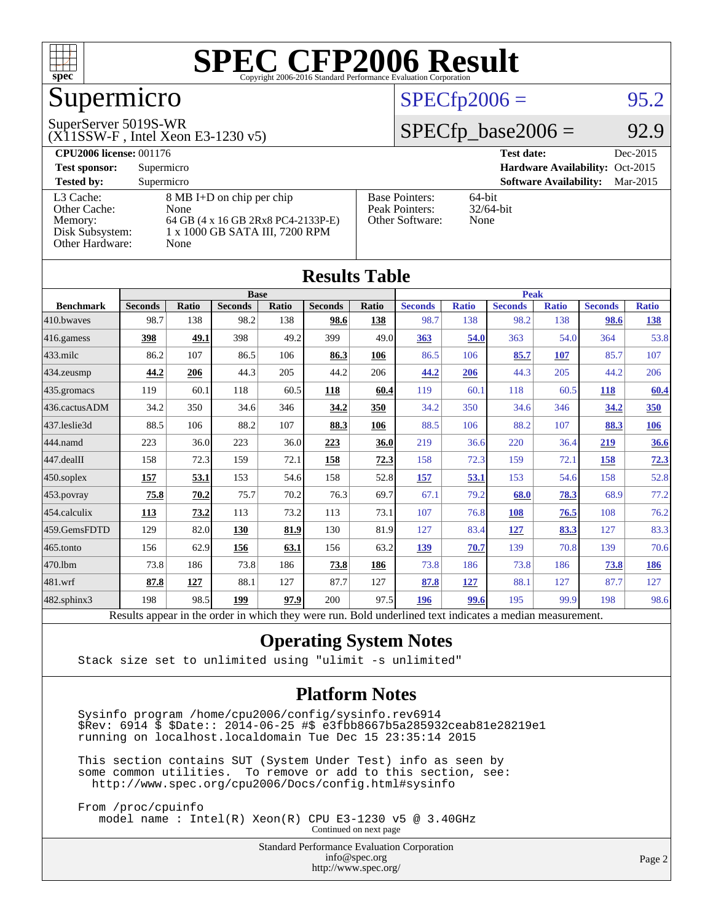# SPEC CFP2006 Result

Copyright 2006-2016 Standard Performance Evaluation Corporation

## Supermicro

SuperServer 5019S-WR
(X11SSW-F , Intel Xeon E3-1230 v5)

SPECfp2006 = 95.2

SPECfp_base2006 = 92.9

| | | | |
|---|---|---|---|
| **CPU2006 license:** 001176 | | **Test date:** | Dec-2015 |
| **Test sponsor:** | Supermicro | **Hardware Availability:** | Oct-2015 |
| **Tested by:** | Supermicro | **Software Availability:** | Mar-2015 |

| | |
|---|---|
| L3 Cache: | 8 MB I+D on chip per chip |
| Other Cache: | None |
| Memory: | 64 GB (4 x 16 GB 2Rx8 PC4-2133P-E) |
| Disk Subsystem: | 1 x 1000 GB SATA III, 7200 RPM |
| Other Hardware: | None |

| | |
|---|---|
| Base Pointers: | 64-bit |
| Peak Pointers: | 32/64-bit |
| Other Software: | None |

## Results Table

| | Base | | | | | | Peak | | | | | |
|---|---|---|---|---|---|---|---|---|---|---|---|---|
| **Benchmark** | **Seconds** | **Ratio** | **Seconds** | **Ratio** | **Seconds** | **Ratio** | **Seconds** | **Ratio** | **Seconds** | **Ratio** | **Seconds** | **Ratio** |
| 410.bwaves | 98.7 | 138 | 98.2 | 138 | **98.6** | **138** | 98.7 | 138 | 98.2 | 138 | **98.6** | **138** |
| 416.gamess | **398** | **49.1** | 398 | 49.2 | 399 | 49.0 | **363** | **54.0** | 363 | 54.0 | 364 | 53.8 |
| 433.milc | 86.2 | 107 | 86.5 | 106 | **86.3** | **106** | 86.5 | 106 | **85.7** | **107** | 85.7 | 107 |
| 434.zeusmp | **44.2** | **206** | 44.3 | 205 | 44.2 | 206 | **44.2** | **206** | 44.3 | 205 | 44.2 | 206 |
| 435.gromacs | 119 | 60.1 | 118 | 60.5 | **118** | **60.4** | 119 | 60.1 | 118 | 60.5 | **118** | **60.4** |
| 436.cactusADM | 34.2 | 350 | 34.6 | 346 | **34.2** | **350** | 34.2 | 350 | 34.6 | 346 | **34.2** | **350** |
| 437.leslie3d | 88.5 | 106 | 88.2 | 107 | **88.3** | **106** | 88.5 | 106 | 88.2 | 107 | **88.3** | **106** |
| 444.namd | 223 | 36.0 | 223 | 36.0 | **223** | **36.0** | 219 | 36.6 | 220 | 36.4 | **219** | **36.6** |
| 447.dealII | 158 | 72.3 | 159 | 72.1 | **158** | **72.3** | 158 | 72.3 | 159 | 72.1 | **158** | **72.3** |
| 450.soplex | **157** | **53.1** | 153 | 54.6 | 158 | 52.8 | **157** | **53.1** | 153 | 54.6 | 158 | 52.8 |
| 453.povray | **75.8** | **70.2** | 75.7 | 70.2 | 76.3 | 69.7 | 67.1 | 79.2 | **68.0** | **78.3** | 68.9 | 77.2 |
| 454.calculix | **113** | **73.2** | 113 | 73.2 | 113 | 73.1 | 107 | 76.8 | **108** | **76.5** | 108 | 76.2 |
| 459.GemsFDTD | 129 | 82.0 | **130** | **81.9** | 130 | 81.9 | 127 | 83.4 | **127** | **83.3** | 127 | 83.3 |
| 465.tonto | 156 | 62.9 | **156** | **63.1** | 156 | 63.2 | **139** | **70.7** | 139 | 70.8 | 139 | 70.6 |
| 470.lbm | 73.8 | 186 | 73.8 | 186 | **73.8** | **186** | 73.8 | 186 | 73.8 | 186 | **73.8** | **186** |
| 481.wrf | **87.8** | **127** | 88.1 | 127 | 87.7 | 127 | **87.8** | **127** | 88.1 | 127 | 87.7 | 127 |
| 482.sphinx3 | 198 | 98.5 | **199** | **97.9** | 200 | 97.5 | **196** | **99.6** | 195 | 99.9 | 198 | 98.6 |

Results appear in the order in which they were run. Bold underlined text indicates a median measurement.

## Operating System Notes

```
Stack size set to unlimited using "ulimit -s unlimited"
```

## Platform Notes

```
Sysinfo program /home/cpu2006/config/sysinfo.rev6914
$Rev: 6914 $ $Date:: 2014-06-25 #$ e3fbb8667b5a285932ceab81e28219e1
running on localhost.localdomain Tue Dec 15 23:35:14 2015

This section contains SUT (System Under Test) info as seen by
some common utilities.  To remove or add to this section, see:
  http://www.spec.org/cpu2006/Docs/config.html#sysinfo

From /proc/cpuinfo
   model name : Intel(R) Xeon(R) CPU E3-1230 v5 @ 3.40GHz
```

Continued on next page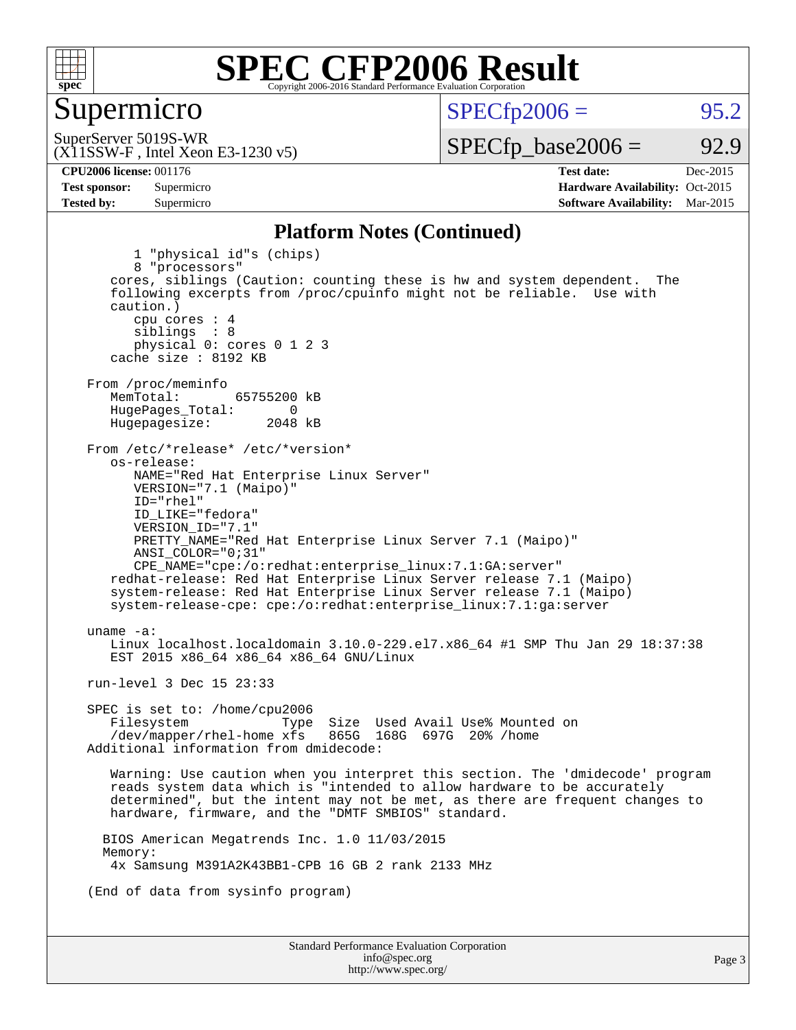# SPEC CFP2006 Result

Copyright 2006-2016 Standard Performance Evaluation Corporation

## Supermicro

SuperServer 5019S-WR
(X11SSW-F , Intel Xeon E3-1230 v5)

SPECfp2006 = 95.2

SPECfp_base2006 = 92.9

| | | | |
|---|---|---|---|
| **CPU2006 license:** 001176 | | **Test date:** | Dec-2015 |
| **Test sponsor:** | Supermicro | **Hardware Availability:** | Oct-2015 |
| **Tested by:** | Supermicro | **Software Availability:** | Mar-2015 |

### Platform Notes (Continued)

```
        1 "physical id"s (chips)
        8 "processors"
     cores, siblings (Caution: counting these is hw and system dependent.  The
     following excerpts from /proc/cpuinfo might not be reliable.  Use with
     caution.)
        cpu cores : 4
        siblings  : 8
        physical 0: cores 0 1 2 3
     cache size : 8192 KB

  From /proc/meminfo
     MemTotal:       65755200 kB
     HugePages_Total:       0
     Hugepagesize:       2048 kB

  From /etc/*release* /etc/*version*
     os-release:
        NAME="Red Hat Enterprise Linux Server"
        VERSION="7.1 (Maipo)"
        ID="rhel"
        ID_LIKE="fedora"
        VERSION_ID="7.1"
        PRETTY_NAME="Red Hat Enterprise Linux Server 7.1 (Maipo)"
        ANSI_COLOR="0;31"
        CPE_NAME="cpe:/o:redhat:enterprise_linux:7.1:GA:server"
     redhat-release: Red Hat Enterprise Linux Server release 7.1 (Maipo)
     system-release: Red Hat Enterprise Linux Server release 7.1 (Maipo)
     system-release-cpe: cpe:/o:redhat:enterprise_linux:7.1:ga:server

  uname -a:
     Linux localhost.localdomain 3.10.0-229.el7.x86_64 #1 SMP Thu Jan 29 18:37:38
     EST 2015 x86_64 x86_64 x86_64 GNU/Linux

  run-level 3 Dec 15 23:33

  SPEC is set to: /home/cpu2006
     Filesystem             Type  Size  Used Avail Use% Mounted on
     /dev/mapper/rhel-home xfs   865G  168G  697G  20% /home
  Additional information from dmidecode:

     Warning: Use caution when you interpret this section. The 'dmidecode' program
     reads system data which is "intended to allow hardware to be accurately
     determined", but the intent may not be met, as there are frequent changes to
     hardware, firmware, and the "DMTF SMBIOS" standard.

    BIOS American Megatrends Inc. 1.0 11/03/2015
    Memory:
     4x Samsung M391A2K43BB1-CPB 16 GB 2 rank 2133 MHz

  (End of data from sysinfo program)
```

Standard Performance Evaluation Corporation
info@spec.org
http://www.spec.org/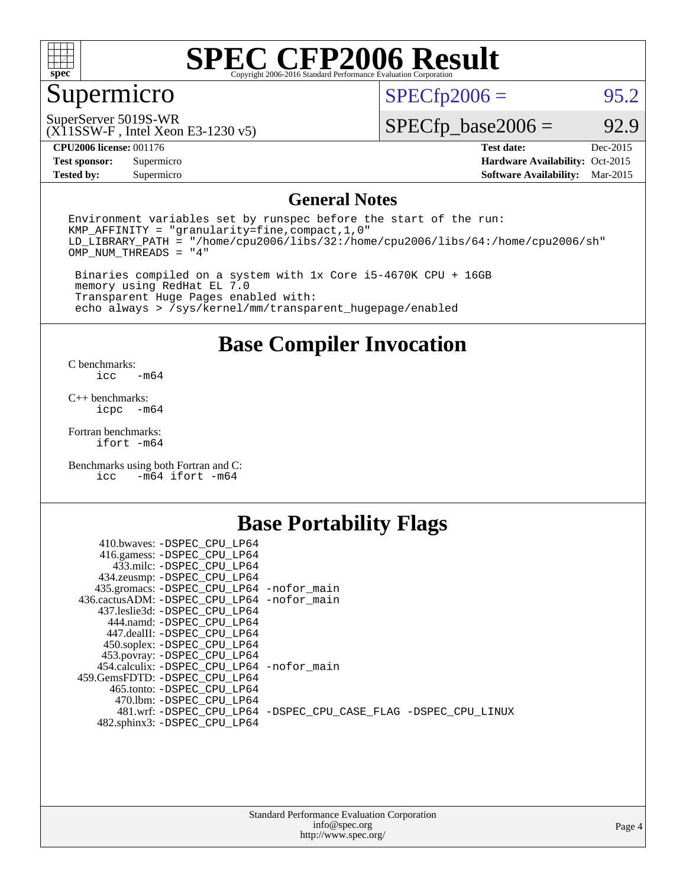# SPEC CFP2006 Result

Copyright 2006-2016 Standard Performance Evaluation Corporation

## Supermicro

SuperServer 5019S-WR
(X11SSW-F , Intel Xeon E3-1230 v5)

SPECfp2006 = 95.2

SPECfp_base2006 = 92.9

| | | | |
|---|---|---|---|
| **CPU2006 license:** | 001176 | **Test date:** | Dec-2015 |
| **Test sponsor:** | Supermicro | **Hardware Availability:** | Oct-2015 |
| **Tested by:** | Supermicro | **Software Availability:** | Mar-2015 |

## General Notes

```
Environment variables set by runspec before the start of the run:
KMP_AFFINITY = "granularity=fine,compact,1,0"
LD_LIBRARY_PATH = "/home/cpu2006/libs/32:/home/cpu2006/libs/64:/home/cpu2006/sh"
OMP_NUM_THREADS = "4"

 Binaries compiled on a system with 1x Core i5-4670K CPU + 16GB
 memory using RedHat EL 7.0
 Transparent Huge Pages enabled with:
 echo always > /sys/kernel/mm/transparent_hugepage/enabled
```

## Base Compiler Invocation

C benchmarks:
`icc -m64`

C++ benchmarks:
`icpc -m64`

Fortran benchmarks:
`ifort -m64`

Benchmarks using both Fortran and C:
`icc -m64 ifort -m64`

## Base Portability Flags

| Benchmark | Flags |
|---|---|
| 410.bwaves: | -DSPEC_CPU_LP64 |
| 416.gamess: | -DSPEC_CPU_LP64 |
| 433.milc: | -DSPEC_CPU_LP64 |
| 434.zeusmp: | -DSPEC_CPU_LP64 |
| 435.gromacs: | -DSPEC_CPU_LP64 -nofor_main |
| 436.cactusADM: | -DSPEC_CPU_LP64 -nofor_main |
| 437.leslie3d: | -DSPEC_CPU_LP64 |
| 444.namd: | -DSPEC_CPU_LP64 |
| 447.dealII: | -DSPEC_CPU_LP64 |
| 450.soplex: | -DSPEC_CPU_LP64 |
| 453.povray: | -DSPEC_CPU_LP64 |
| 454.calculix: | -DSPEC_CPU_LP64 -nofor_main |
| 459.GemsFDTD: | -DSPEC_CPU_LP64 |
| 465.tonto: | -DSPEC_CPU_LP64 |
| 470.lbm: | -DSPEC_CPU_LP64 |
| 481.wrf: | -DSPEC_CPU_LP64 -DSPEC_CPU_CASE_FLAG -DSPEC_CPU_LINUX |
| 482.sphinx3: | -DSPEC_CPU_LP64 |

Standard Performance Evaluation Corporation
info@spec.org
http://www.spec.org/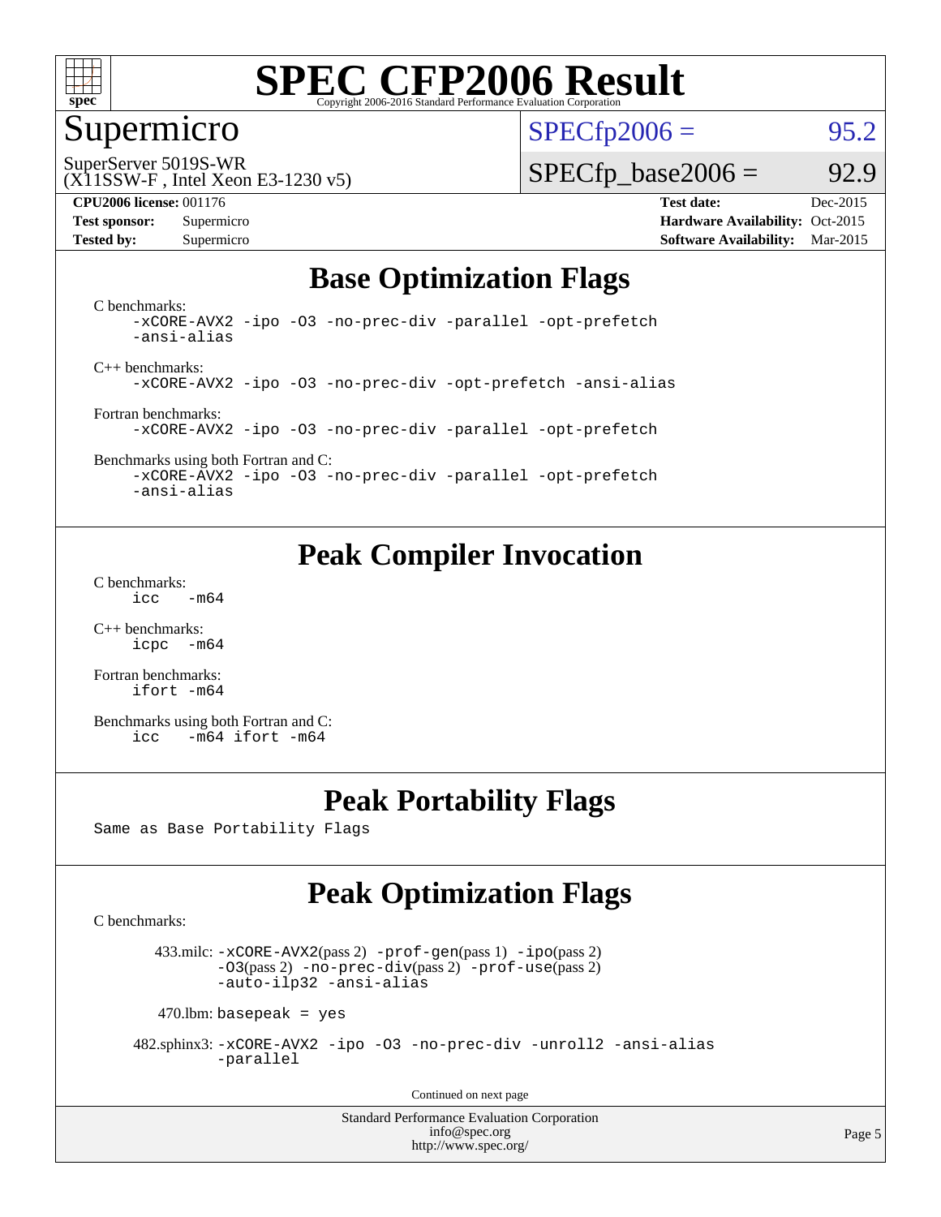# SPEC CFP2006 Result

Copyright 2006-2016 Standard Performance Evaluation Corporation

## Supermicro

SuperServer 5019S-WR
(X11SSW-F , Intel Xeon E3-1230 v5)

SPECfp2006 = 95.2

SPECfp_base2006 = 92.9

**CPU2006 license:** 001176
**Test sponsor:** Supermicro
**Tested by:** Supermicro

**Test date:** Dec-2015
**Hardware Availability:** Oct-2015
**Software Availability:** Mar-2015

## Base Optimization Flags

C benchmarks:
```
-xCORE-AVX2 -ipo -O3 -no-prec-div -parallel -opt-prefetch
-ansi-alias
```

C++ benchmarks:
```
-xCORE-AVX2 -ipo -O3 -no-prec-div -opt-prefetch -ansi-alias
```

Fortran benchmarks:
```
-xCORE-AVX2 -ipo -O3 -no-prec-div -parallel -opt-prefetch
```

Benchmarks using both Fortran and C:
```
-xCORE-AVX2 -ipo -O3 -no-prec-div -parallel -opt-prefetch
-ansi-alias
```

## Peak Compiler Invocation

C benchmarks:
```
icc   -m64
```

C++ benchmarks:
```
icpc  -m64
```

Fortran benchmarks:
```
ifort -m64
```

Benchmarks using both Fortran and C:
```
icc   -m64 ifort -m64
```

## Peak Portability Flags

Same as Base Portability Flags

## Peak Optimization Flags

C benchmarks:

433.milc: -xCORE-AVX2(pass 2) -prof-gen(pass 1) -ipo(pass 2) -O3(pass 2) -no-prec-div(pass 2) -prof-use(pass 2) -auto-ilp32 -ansi-alias

470.lbm: basepeak = yes

482.sphinx3: -xCORE-AVX2 -ipo -O3 -no-prec-div -unroll2 -ansi-alias -parallel

Continued on next page

Standard Performance Evaluation Corporation
info@spec.org
http://www.spec.org/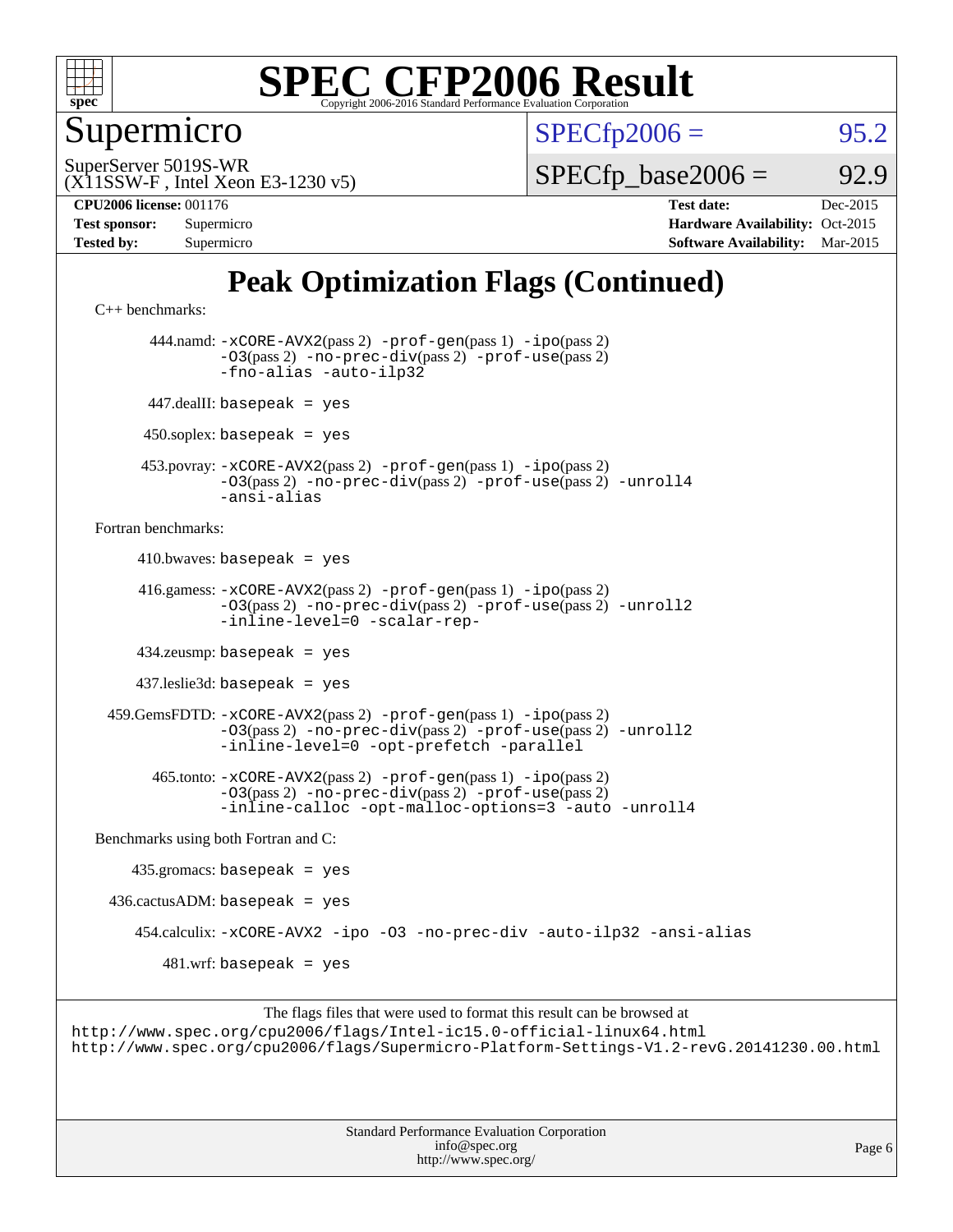Supermicro

SuperServer 5019S-WR
(X11SSW-F , Intel Xeon E3-1230 v5)

SPECfp2006 = 95.2

SPECfp_base2006 = 92.9

**CPU2006 license:** 001176
**Test sponsor:** Supermicro
**Tested by:** Supermicro

**Test date:** Dec-2015
**Hardware Availability:** Oct-2015
**Software Availability:** Mar-2015

# Peak Optimization Flags (Continued)

C++ benchmarks:

444.namd: `-xCORE-AVX2`(pass 2) `-prof-gen`(pass 1) `-ipo`(pass 2) `-O3`(pass 2) `-no-prec-div`(pass 2) `-prof-use`(pass 2) `-fno-alias` `-auto-ilp32`

447.dealII: `basepeak = yes`

450.soplex: `basepeak = yes`

453.povray: `-xCORE-AVX2`(pass 2) `-prof-gen`(pass 1) `-ipo`(pass 2) `-O3`(pass 2) `-no-prec-div`(pass 2) `-prof-use`(pass 2) `-unroll4` `-ansi-alias`

Fortran benchmarks:

410.bwaves: `basepeak = yes`

416.gamess: `-xCORE-AVX2`(pass 2) `-prof-gen`(pass 1) `-ipo`(pass 2) `-O3`(pass 2) `-no-prec-div`(pass 2) `-prof-use`(pass 2) `-unroll2` `-inline-level=0` `-scalar-rep-`

434.zeusmp: `basepeak = yes`

437.leslie3d: `basepeak = yes`

459.GemsFDTD: `-xCORE-AVX2`(pass 2) `-prof-gen`(pass 1) `-ipo`(pass 2) `-O3`(pass 2) `-no-prec-div`(pass 2) `-prof-use`(pass 2) `-unroll2` `-inline-level=0` `-opt-prefetch` `-parallel`

465.tonto: `-xCORE-AVX2`(pass 2) `-prof-gen`(pass 1) `-ipo`(pass 2) `-O3`(pass 2) `-no-prec-div`(pass 2) `-prof-use`(pass 2) `-inline-calloc` `-opt-malloc-options=3` `-auto` `-unroll4`

Benchmarks using both Fortran and C:

435.gromacs: `basepeak = yes`

436.cactusADM: `basepeak = yes`

454.calculix: `-xCORE-AVX2` `-ipo` `-O3` `-no-prec-div` `-auto-ilp32` `-ansi-alias`

481.wrf: `basepeak = yes`

The flags files that were used to format this result can be browsed at
http://www.spec.org/cpu2006/flags/Intel-ic15.0-official-linux64.html
http://www.spec.org/cpu2006/flags/Supermicro-Platform-Settings-V1.2-revG.20141230.00.html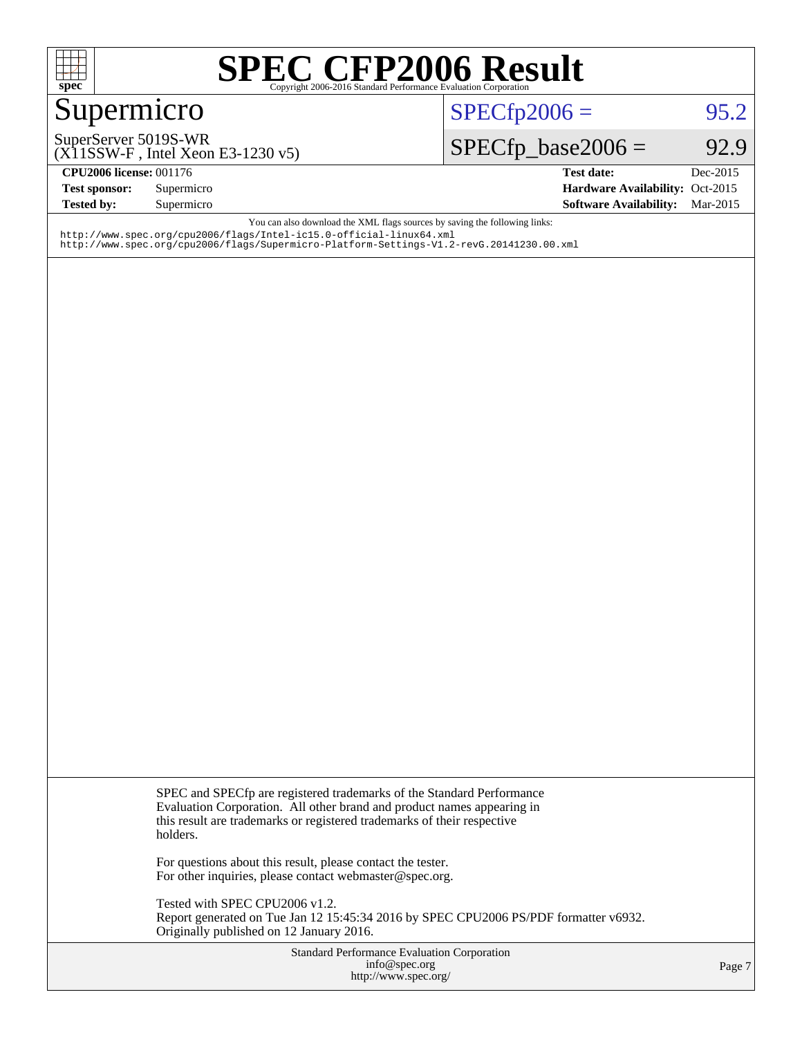# SPEC CFP2006 Result

Copyright 2006-2016 Standard Performance Evaluation Corporation

## Supermicro

SuperServer 5019S-WR
(X11SSW-F , Intel Xeon E3-1230 v5)

SPECfp2006 = 95.2

SPECfp_base2006 = 92.9

| | | | |
|---|---|---|---|
| **CPU2006 license:** 001176 | | **Test date:** | Dec-2015 |
| **Test sponsor:** | Supermicro | **Hardware Availability:** | Oct-2015 |
| **Tested by:** | Supermicro | **Software Availability:** | Mar-2015 |

You can also download the XML flags sources by saving the following links:

```
http://www.spec.org/cpu2006/flags/Intel-ic15.0-official-linux64.xml
http://www.spec.org/cpu2006/flags/Supermicro-Platform-Settings-V1.2-revG.20141230.00.xml
```

SPEC and SPECfp are registered trademarks of the Standard Performance Evaluation Corporation. All other brand and product names appearing in this result are trademarks or registered trademarks of their respective holders.

For questions about this result, please contact the tester.
For other inquiries, please contact webmaster@spec.org.

Tested with SPEC CPU2006 v1.2.
Report generated on Tue Jan 12 15:45:34 2016 by SPEC CPU2006 PS/PDF formatter v6932.
Originally published on 12 January 2016.

Standard Performance Evaluation Corporation
info@spec.org
http://www.spec.org/